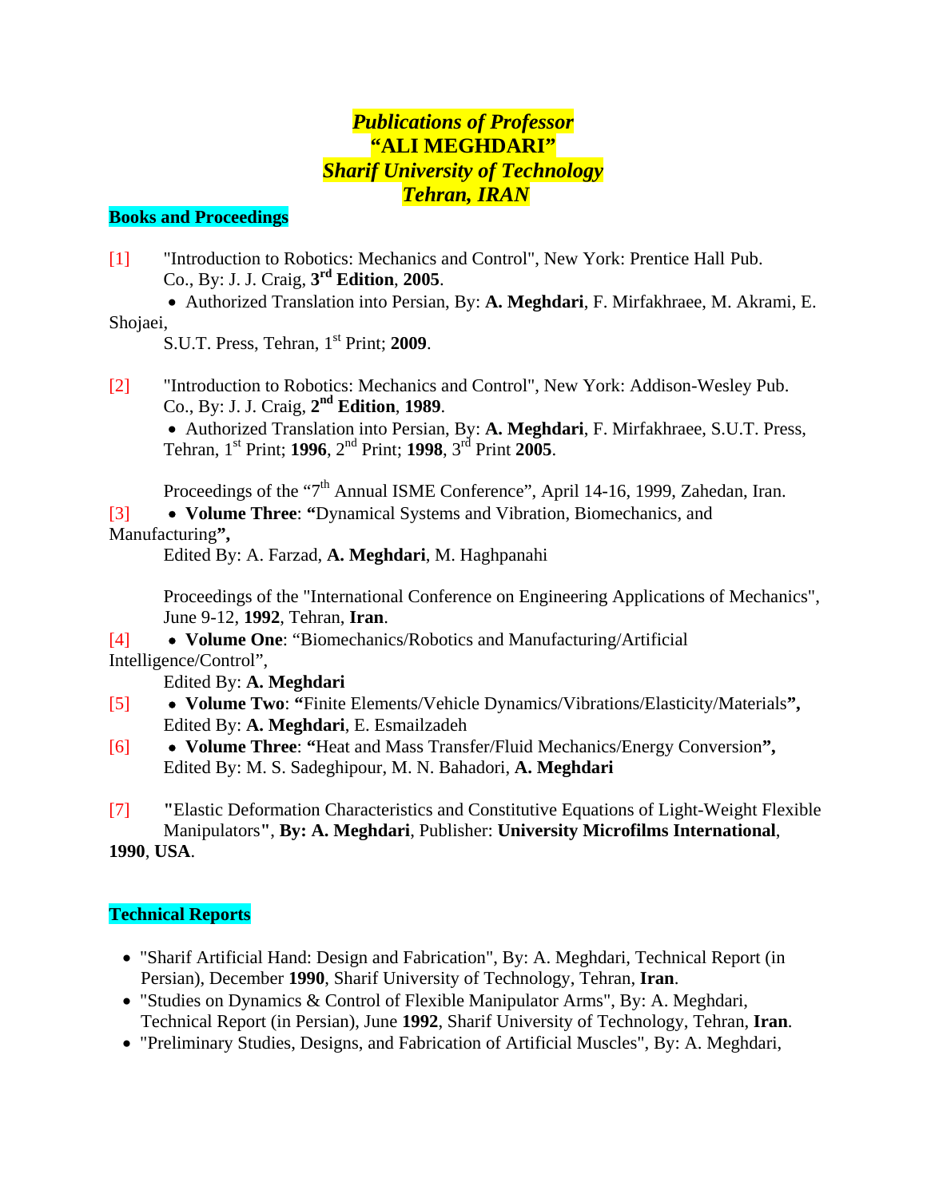# *Publications of Professor*
# **"ALI MEGHDARI"**
# *Sharif University of Technology*
# *Tehran, IRAN*

## Books and Proceedings

[1] "Introduction to Robotics: Mechanics and Control", New York: Prentice Hall Pub. Co., By: J. J. Craig, **3rd Edition**, **2005**.

- Authorized Translation into Persian, By: **A. Meghdari**, F. Mirfakhraee, M. Akrami, E. Shojaei, S.U.T. Press, Tehran, 1st Print; **2009**.

[2] "Introduction to Robotics: Mechanics and Control", New York: Addison-Wesley Pub. Co., By: J. J. Craig, **2nd Edition**, **1989**.

- Authorized Translation into Persian, By: **A. Meghdari**, F. Mirfakhraee, S.U.T. Press, Tehran, 1st Print; **1996**, 2nd Print; **1998**, 3rd Print **2005**.

Proceedings of the "7th Annual ISME Conference", April 14-16, 1999, Zahedan, Iran.

[3] • **Volume Three**: **"**Dynamical Systems and Vibration, Biomechanics, and Manufacturing**",** Edited By: A. Farzad, **A. Meghdari**, M. Haghpanahi

Proceedings of the "International Conference on Engineering Applications of Mechanics", June 9-12, **1992**, Tehran, **Iran**.

[4] • **Volume One**: "Biomechanics/Robotics and Manufacturing/Artificial Intelligence/Control", Edited By: **A. Meghdari**

[5] • **Volume Two**: **"**Finite Elements/Vehicle Dynamics/Vibrations/Elasticity/Materials**",** Edited By: **A. Meghdari**, E. Esmailzadeh

[6] • **Volume Three**: **"**Heat and Mass Transfer/Fluid Mechanics/Energy Conversion**",** Edited By: M. S. Sadeghipour, M. N. Bahadori, **A. Meghdari**

[7] **"**Elastic Deformation Characteristics and Constitutive Equations of Light-Weight Flexible Manipulators**"**, **By: A. Meghdari**, Publisher: **University Microfilms International**, **1990**, **USA**.

## Technical Reports

- "Sharif Artificial Hand: Design and Fabrication", By: A. Meghdari, Technical Report (in Persian), December **1990**, Sharif University of Technology, Tehran, **Iran**.
- "Studies on Dynamics & Control of Flexible Manipulator Arms", By: A. Meghdari, Technical Report (in Persian), June **1992**, Sharif University of Technology, Tehran, **Iran**.
- "Preliminary Studies, Designs, and Fabrication of Artificial Muscles", By: A. Meghdari,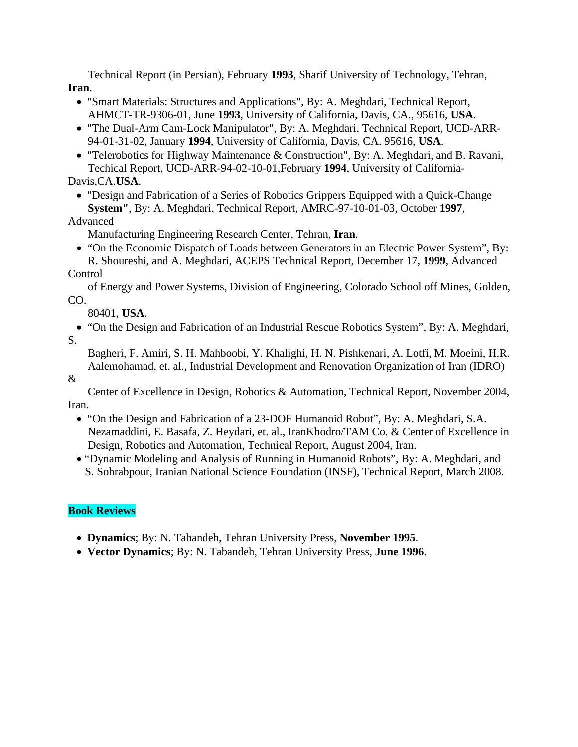Technical Report (in Persian), February **1993**, Sharif University of Technology, Tehran, **Iran**.

- "Smart Materials: Structures and Applications", By: A. Meghdari, Technical Report, AHMCT-TR-9306-01, June **1993**, University of California, Davis, CA., 95616, **USA**.
- "The Dual-Arm Cam-Lock Manipulator", By: A. Meghdari, Technical Report, UCD-ARR-94-01-31-02, January **1994**, University of California, Davis, CA. 95616, **USA**.
- "Telerobotics for Highway Maintenance & Construction", By: A. Meghdari, and B. Ravani, Techical Report, UCD-ARR-94-02-10-01,February **1994**, University of California-Davis,CA.**USA**.
- "Design and Fabrication of a Series of Robotics Grippers Equipped with a Quick-Change **System"**, By: A. Meghdari, Technical Report, AMRC-97-10-01-03, October **1997**, Advanced Manufacturing Engineering Research Center, Tehran, **Iran**.
- "On the Economic Dispatch of Loads between Generators in an Electric Power System", By: R. Shoureshi, and A. Meghdari, ACEPS Technical Report, December 17, **1999**, Advanced Control of Energy and Power Systems, Division of Engineering, Colorado School off Mines, Golden, CO. 80401, **USA**.
- "On the Design and Fabrication of an Industrial Rescue Robotics System", By: A. Meghdari, S. Bagheri, F. Amiri, S. H. Mahboobi, Y. Khalighi, H. N. Pishkenari, A. Lotfi, M. Moeini, H.R. Aalemohamad, et. al., Industrial Development and Renovation Organization of Iran (IDRO) & Center of Excellence in Design, Robotics & Automation, Technical Report, November 2004, Iran.
- "On the Design and Fabrication of a 23-DOF Humanoid Robot", By: A. Meghdari, S.A. Nezamaddini, E. Basafa, Z. Heydari, et. al., IranKhodro/TAM Co. & Center of Excellence in Design, Robotics and Automation, Technical Report, August 2004, Iran.
- "Dynamic Modeling and Analysis of Running in Humanoid Robots", By: A. Meghdari, and S. Sohrabpour, Iranian National Science Foundation (INSF), Technical Report, March 2008.

**Book Reviews**

- **Dynamics**; By: N. Tabandeh, Tehran University Press, **November 1995**.
- **Vector Dynamics**; By: N. Tabandeh, Tehran University Press, **June 1996**.